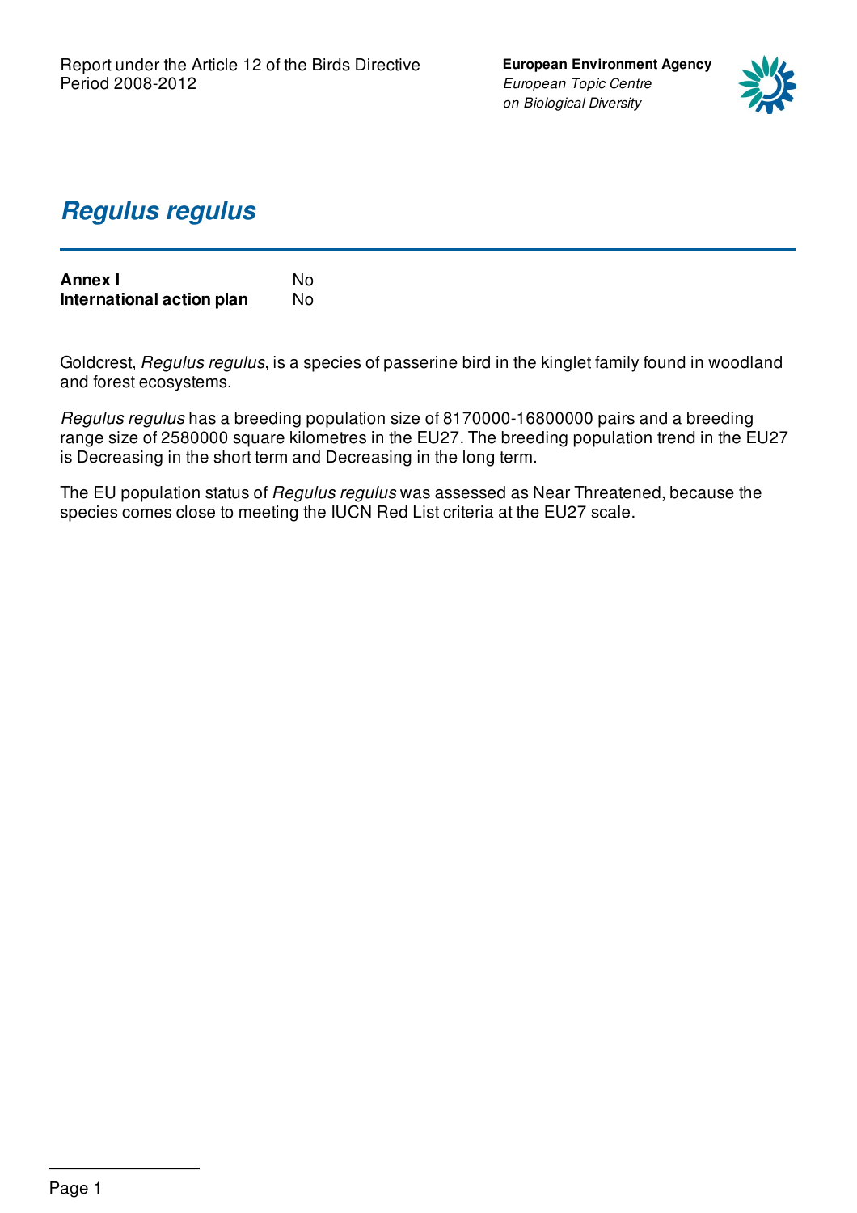Report under the Article 12 of the Birds Directive
Period 2008-2012

**European Environment Agency**
*European Topic Centre on Biological Diversity*

# *Regulus regulus*

| | |
|---|---|
| **Annex I** | No |
| **International action plan** | No |

Goldcrest, *Regulus regulus*, is a species of passerine bird in the kinglet family found in woodland and forest ecosystems.

*Regulus regulus* has a breeding population size of 8170000-16800000 pairs and a breeding range size of 2580000 square kilometres in the EU27. The breeding population trend in the EU27 is Decreasing in the short term and Decreasing in the long term.

The EU population status of *Regulus regulus* was assessed as Near Threatened, because the species comes close to meeting the IUCN Red List criteria at the EU27 scale.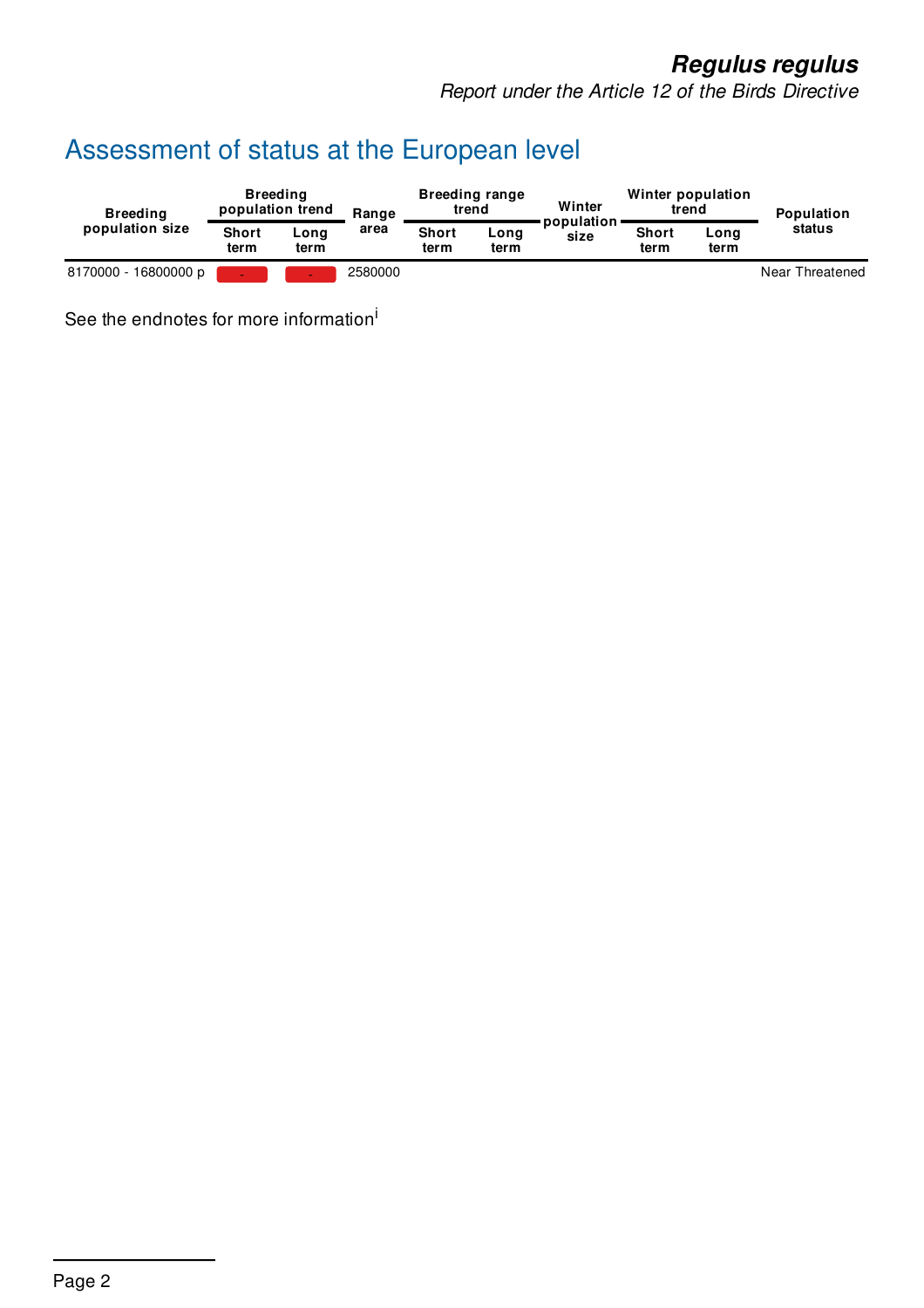## Assessment of status at the European level

| Breeding population size | Breeding population trend | | Range area | Breeding range trend | | Winter population size | Winter population trend | | Population status |
|---|---|---|---|---|---|---|---|---|---|
| | Short term | Long term | | Short term | Long term | | Short term | Long term | |
| 8170000 - 16800000 p | - | - | 2580000 | | | | | | Near Threatened |

See the endnotes for more information[i]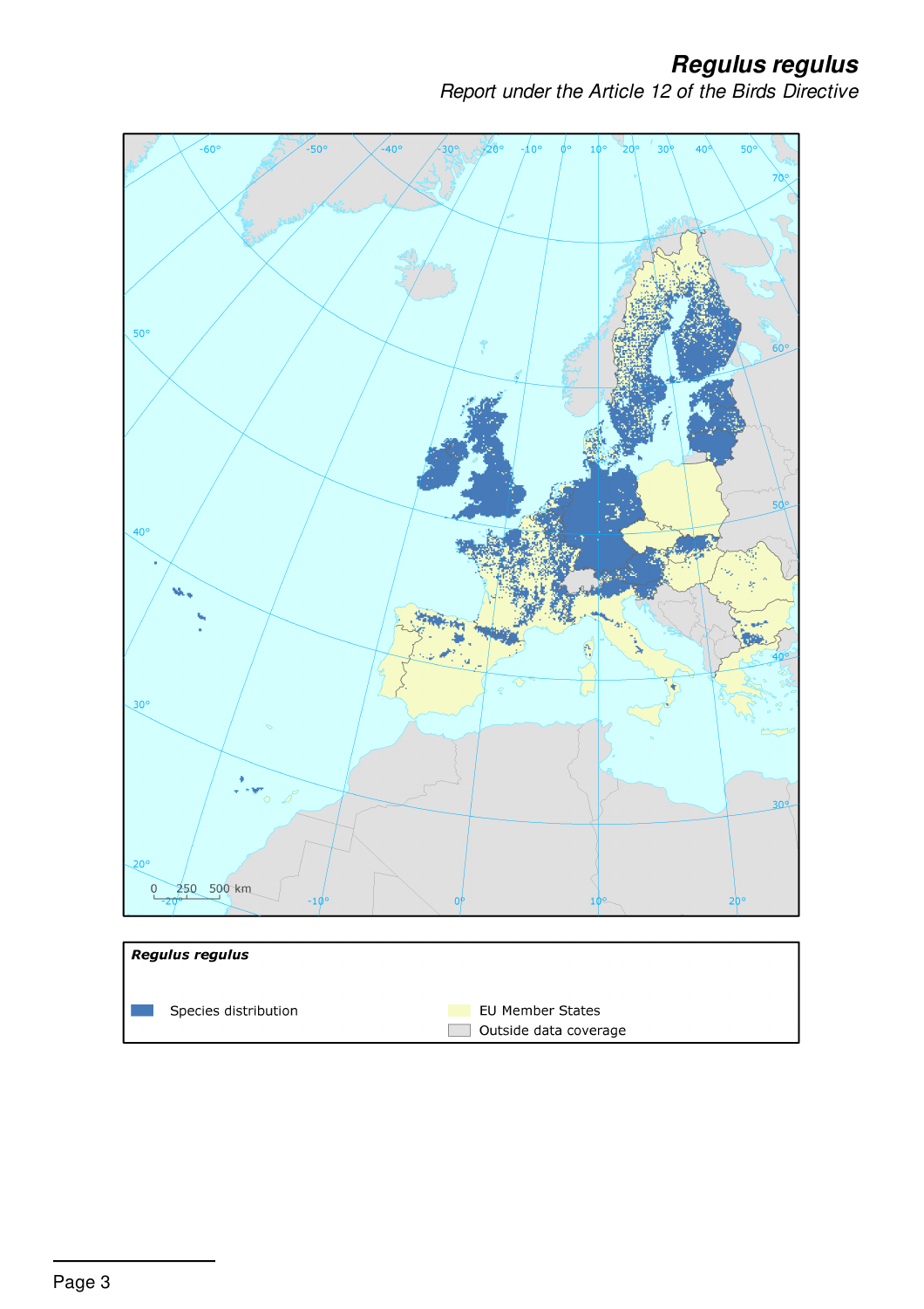# *Regulus regulus*

*Report under the Article 12 of the Birds Directive*

***Regulus regulus***

| | | | |
|---|---|---|---|
| | Species distribution | | EU Member States |
| | | | Outside data coverage |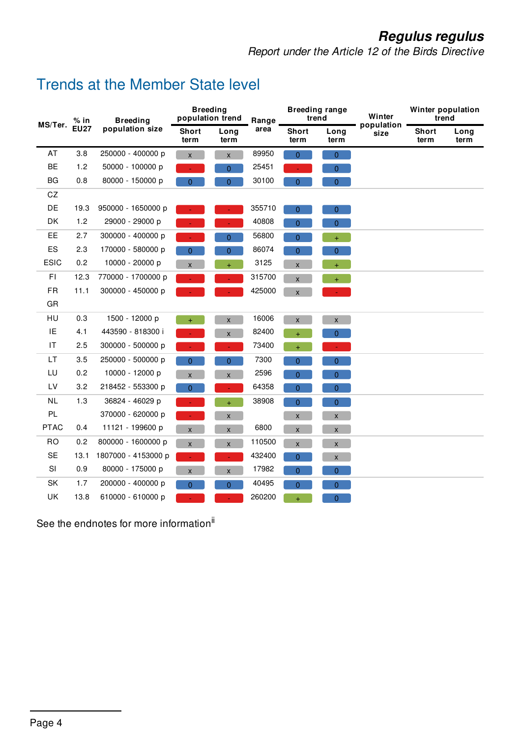# Trends at the Member State level

| MS/Ter. | % in EU27 | Breeding population size | Breeding population trend | | Range area | Breeding range trend | | Winter population size | Winter population trend | |
|---|---|---|---|---|---|---|---|---|---|---|
| | | | Short term | Long term | | Short term | Long term | | Short term | Long term |
| AT | 3.8 | 250000 - 400000 p | x | x | 89950 | 0 | 0 | | | |
| BE | 1.2 | 50000 - 100000 p | - | 0 | 25451 | - | 0 | | | |
| BG | 0.8 | 80000 - 150000 p | 0 | 0 | 30100 | 0 | 0 | | | |
| CZ | | | | | | | | | | |
| DE | 19.3 | 950000 - 1650000 p | - | - | 355710 | 0 | 0 | | | |
| DK | 1.2 | 29000 - 29000 p | - | - | 40808 | 0 | 0 | | | |
| EE | 2.7 | 300000 - 400000 p | - | 0 | 56800 | 0 | + | | | |
| ES | 2.3 | 170000 - 580000 p | 0 | 0 | 86074 | 0 | 0 | | | |
| ESIC | 0.2 | 10000 - 20000 p | x | + | 3125 | x | + | | | |
| FI | 12.3 | 770000 - 1700000 p | - | - | 315700 | x | + | | | |
| FR | 11.1 | 300000 - 450000 p | - | - | 425000 | x | - | | | |
| GR | | | | | | | | | | |
| HU | 0.3 | 1500 - 12000 p | + | x | 16006 | x | x | | | |
| IE | 4.1 | 443590 - 818300 i | - | x | 82400 | + | 0 | | | |
| IT | 2.5 | 300000 - 500000 p | - | - | 73400 | + | - | | | |
| LT | 3.5 | 250000 - 500000 p | 0 | 0 | 7300 | 0 | 0 | | | |
| LU | 0.2 | 10000 - 12000 p | x | x | 2596 | 0 | 0 | | | |
| LV | 3.2 | 218452 - 553300 p | 0 | - | 64358 | 0 | 0 | | | |
| NL | 1.3 | 36824 - 46029 p | - | + | 38908 | 0 | 0 | | | |
| PL | | 370000 - 620000 p | - | x | | x | x | | | |
| PTAC | 0.4 | 11121 - 199600 p | x | x | 6800 | x | x | | | |
| RO | 0.2 | 800000 - 1600000 p | x | x | 110500 | x | x | | | |
| SE | 13.1 | 1807000 - 4153000 p | - | - | 432400 | 0 | x | | | |
| SI | 0.9 | 80000 - 175000 p | x | x | 17982 | 0 | 0 | | | |
| SK | 1.7 | 200000 - 400000 p | 0 | 0 | 40495 | 0 | 0 | | | |
| UK | 13.8 | 610000 - 610000 p | - | - | 260200 | + | 0 | | | |

See the endnotes for more information[ii]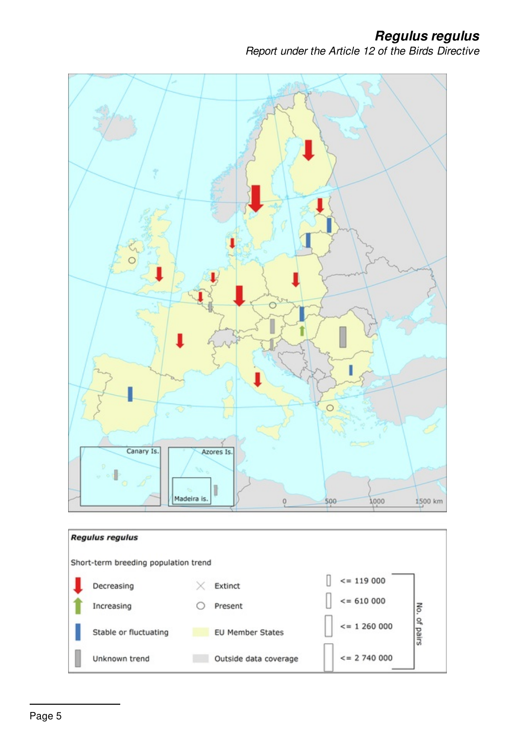**Regulus regulus**

Short-term breeding population trend

| | | | | |
|---|---|---|---|---|
| Decreasing | Extinct | <= 119 000 | No. of pairs |
| Increasing | Present | <= 610 000 | |
| Stable or fluctuating | EU Member States | <= 1 260 000 | |
| Unknown trend | Outside data coverage | <= 2 740 000 | |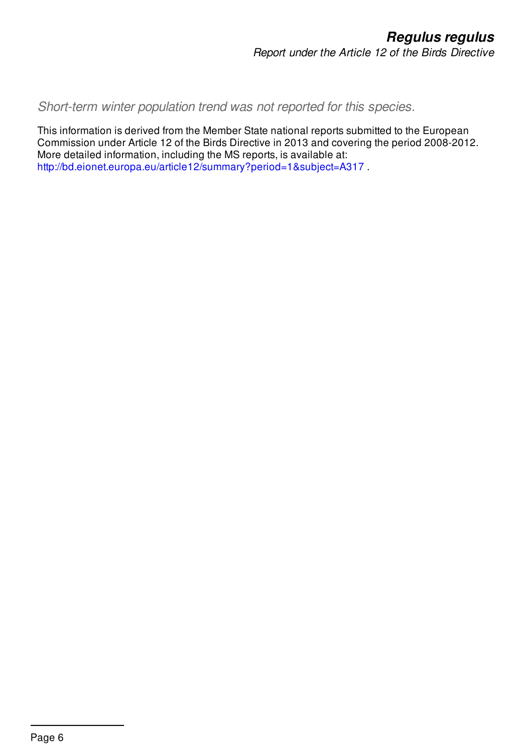*Short-term winter population trend was not reported for this species.*

This information is derived from the Member State national reports submitted to the European Commission under Article 12 of the Birds Directive in 2013 and covering the period 2008-2012. More detailed information, including the MS reports, is available at: http://bd.eionet.europa.eu/article12/summary?period=1&subject=A317 .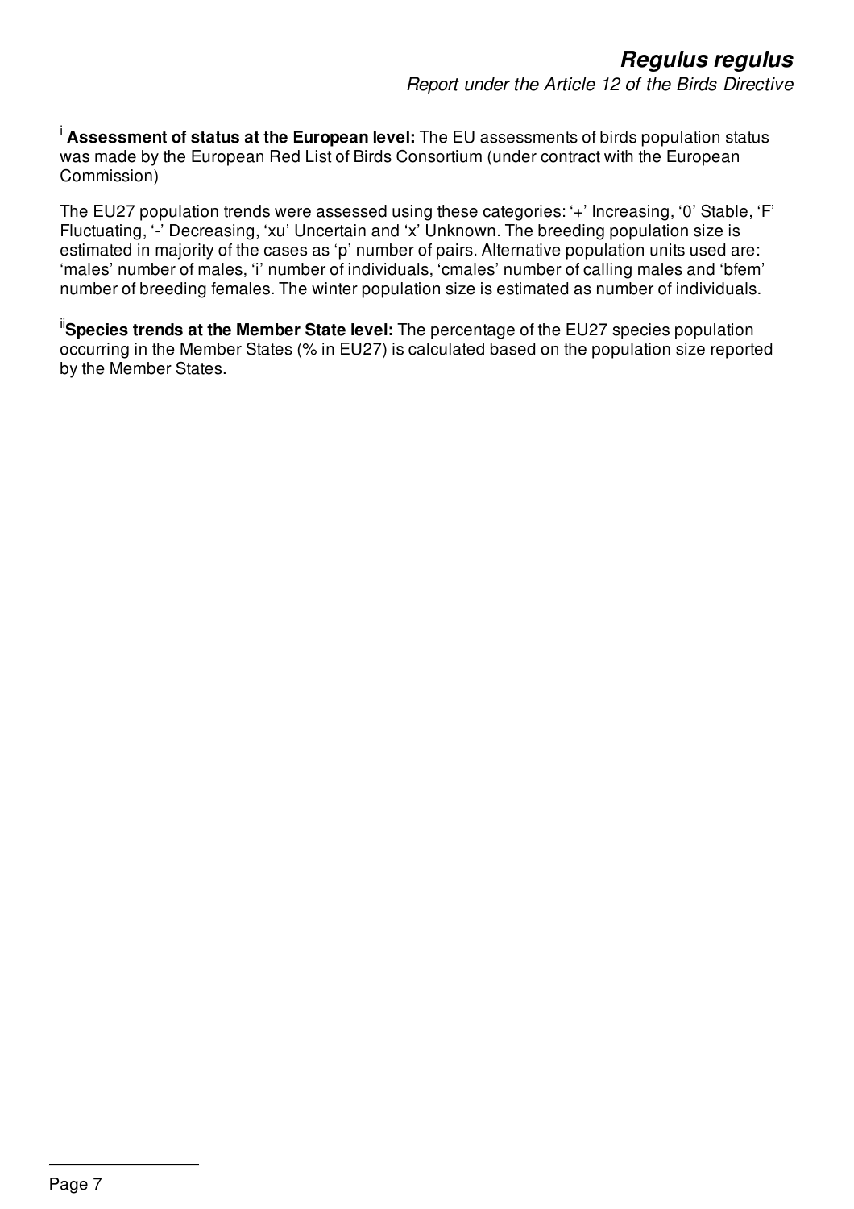[i] **Assessment of status at the European level:** The EU assessments of birds population status was made by the European Red List of Birds Consortium (under contract with the European Commission)

The EU27 population trends were assessed using these categories: '+' Increasing, '0' Stable, 'F' Fluctuating, '-' Decreasing, 'xu' Uncertain and 'x' Unknown. The breeding population size is estimated in majority of the cases as 'p' number of pairs. Alternative population units used are: 'males' number of males, 'i' number of individuals, 'cmales' number of calling males and 'bfem' number of breeding females. The winter population size is estimated as number of individuals.

[ii] **Species trends at the Member State level:** The percentage of the EU27 species population occurring in the Member States (% in EU27) is calculated based on the population size reported by the Member States.